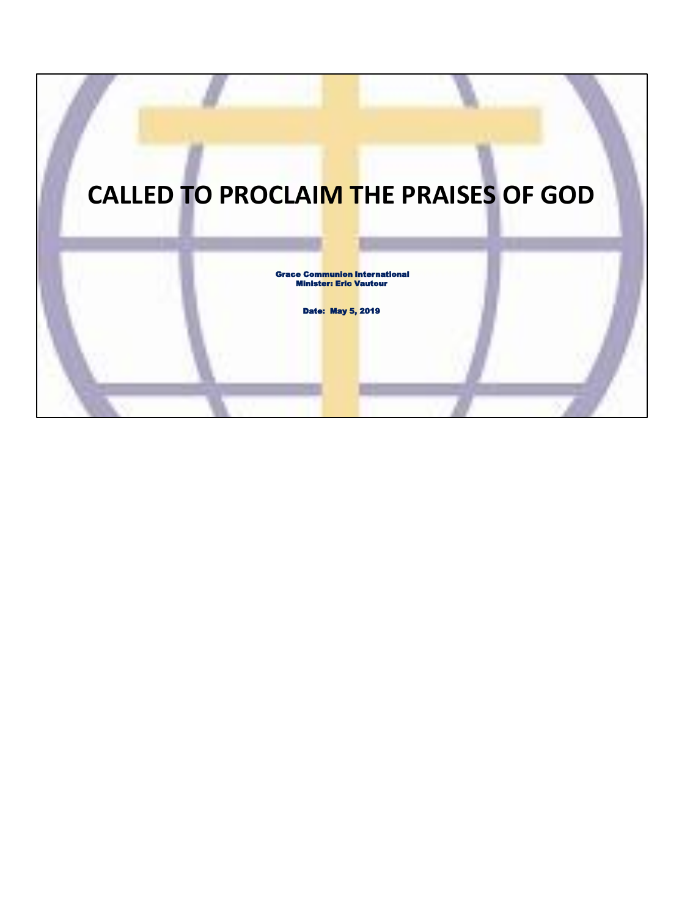# CALLED TO PROCLAIM THE PRAISES OF GOD

**Grace Communion International**
**Minister: Eric Vautour**

**Date: May 5, 2019**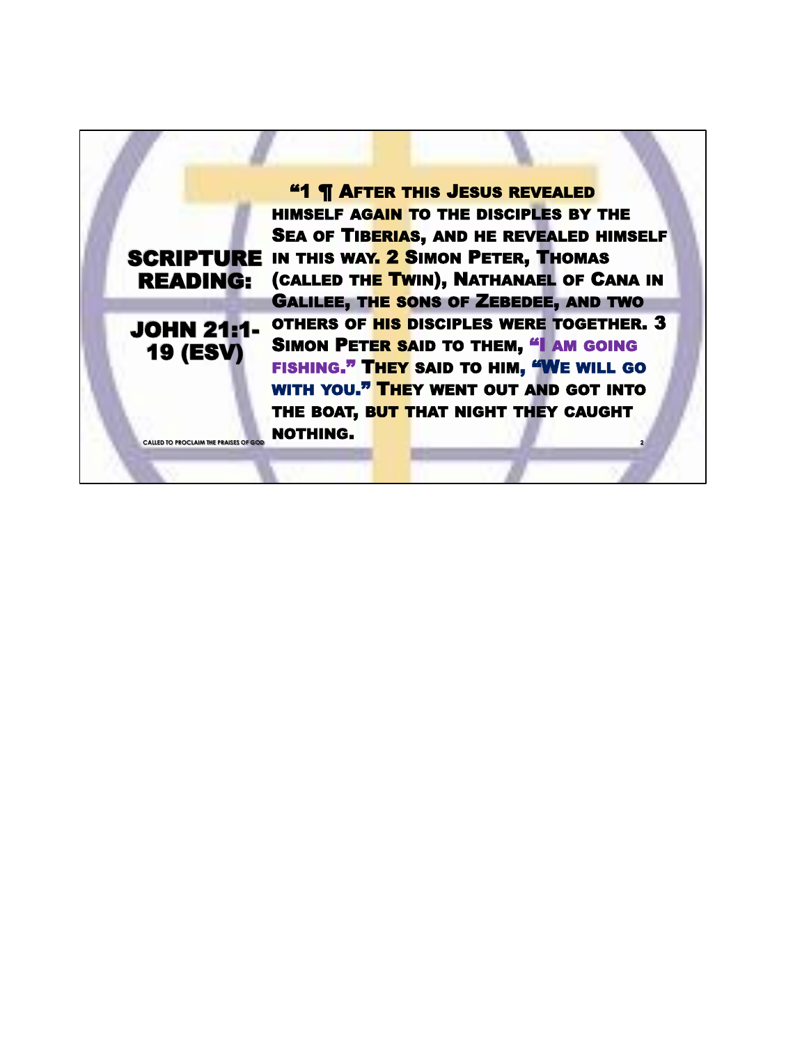## SCRIPTURE READING:

### JOHN 21:1-19 (ESV)

"1 ¶ After this Jesus revealed himself again to the disciples by the Sea of Tiberias, and he revealed himself in this way. 2 Simon Peter, Thomas (called the Twin), Nathanael of Cana in Galilee, the sons of Zebedee, and two others of his disciples were together. 3 Simon Peter said to them, "I am going fishing." They said to him, "We will go with you." They went out and got into the boat, but that night they caught nothing.

CALLED TO PROCLAIM THE PRAISES OF GOD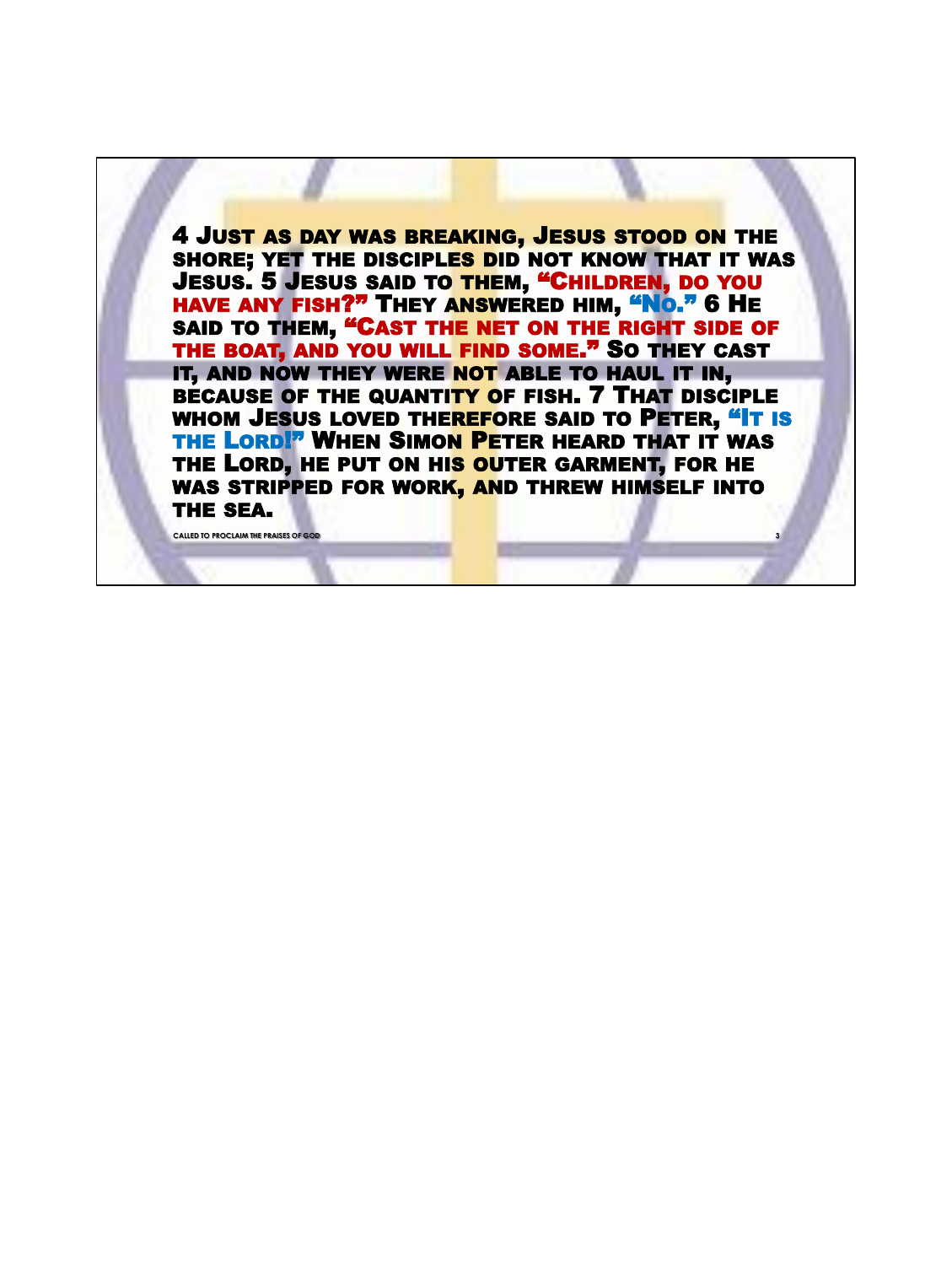4 Just as day was breaking, Jesus stood on the shore; yet the disciples did not know that it was Jesus. 5 Jesus said to them, "Children, do you have any fish?" They answered him, "No." 6 He said to them, "Cast the net on the right side of the boat, and you will find some." So they cast it, and now they were not able to haul it in, because of the quantity of fish. 7 That disciple whom Jesus loved therefore said to Peter, "It is the Lord!" When Simon Peter heard that it was the Lord, he put on his outer garment, for he was stripped for work, and threw himself into the sea.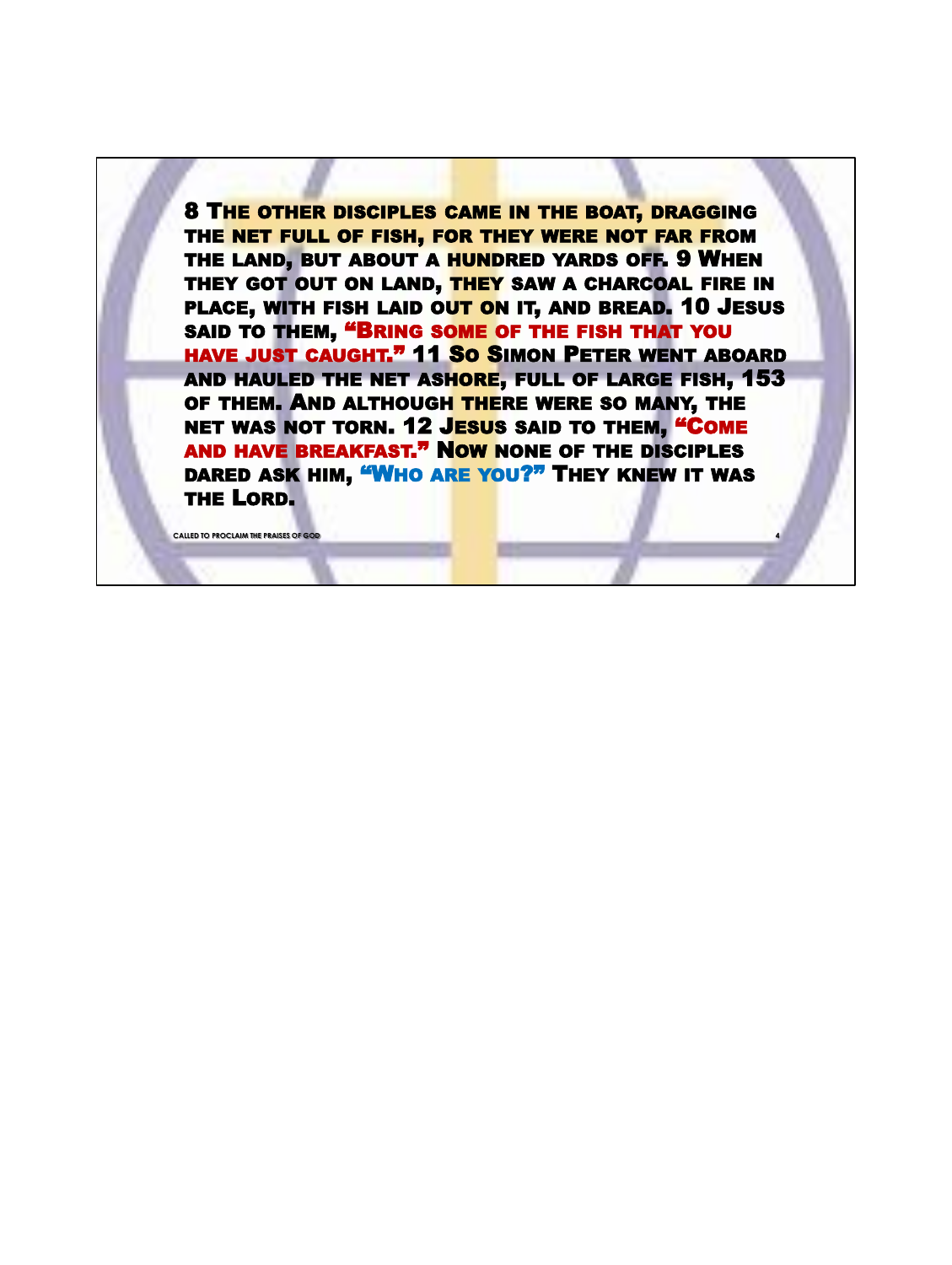8 The other disciples came in the boat, dragging the net full of fish, for they were not far from the land, but about a hundred yards off. 9 When they got out on land, they saw a charcoal fire in place, with fish laid out on it, and bread. 10 Jesus said to them, "Bring some of the fish that you have just caught." 11 So Simon Peter went aboard and hauled the net ashore, full of large fish, 153 of them. And although there were so many, the net was not torn. 12 Jesus said to them, "Come and have breakfast." Now none of the disciples dared ask him, "Who are you?" They knew it was the Lord.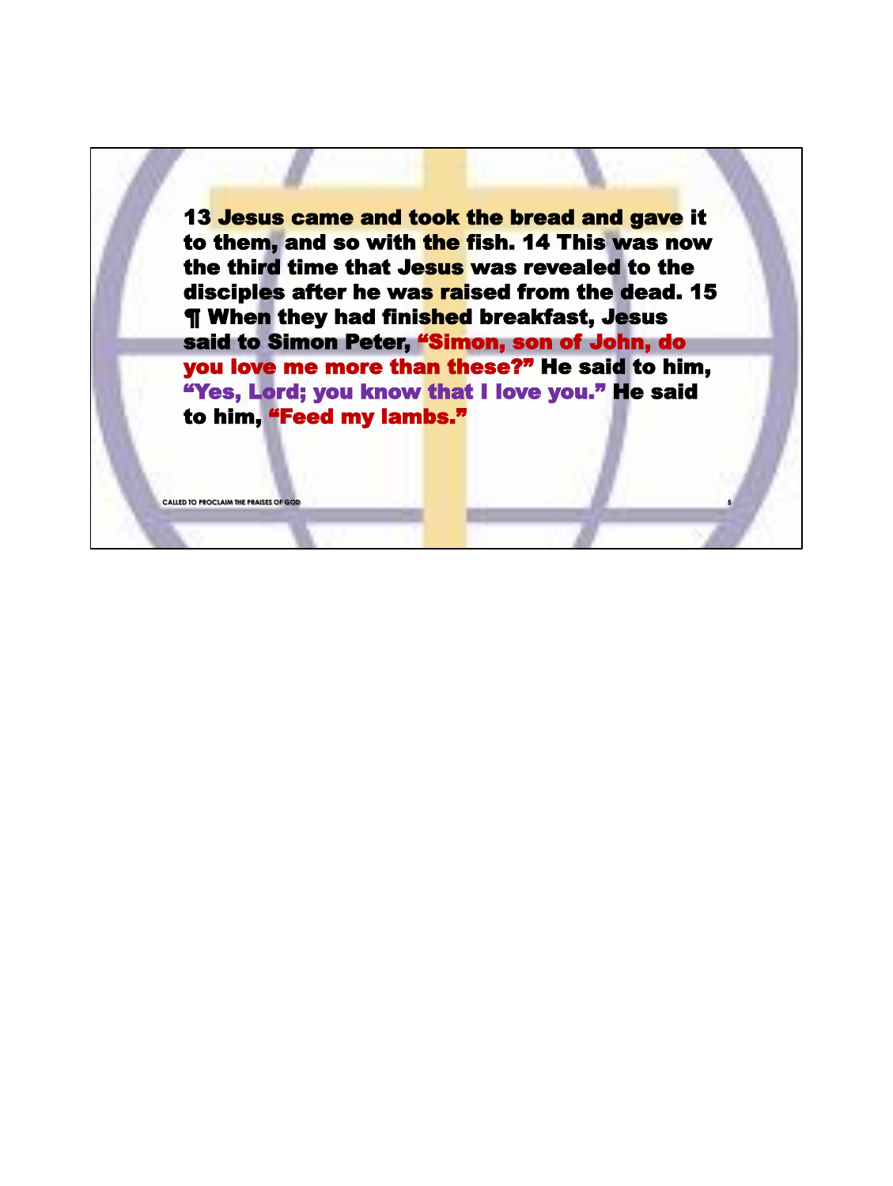**13 Jesus came and took the bread and gave it to them, and so with the fish. 14 This was now the third time that Jesus was revealed to the disciples after he was raised from the dead. 15 ¶ When they had finished breakfast, Jesus said to Simon Peter, “Simon, son of John, do you love me more than these?” He said to him, “Yes, Lord; you know that I love you.” He said to him, “Feed my lambs.”**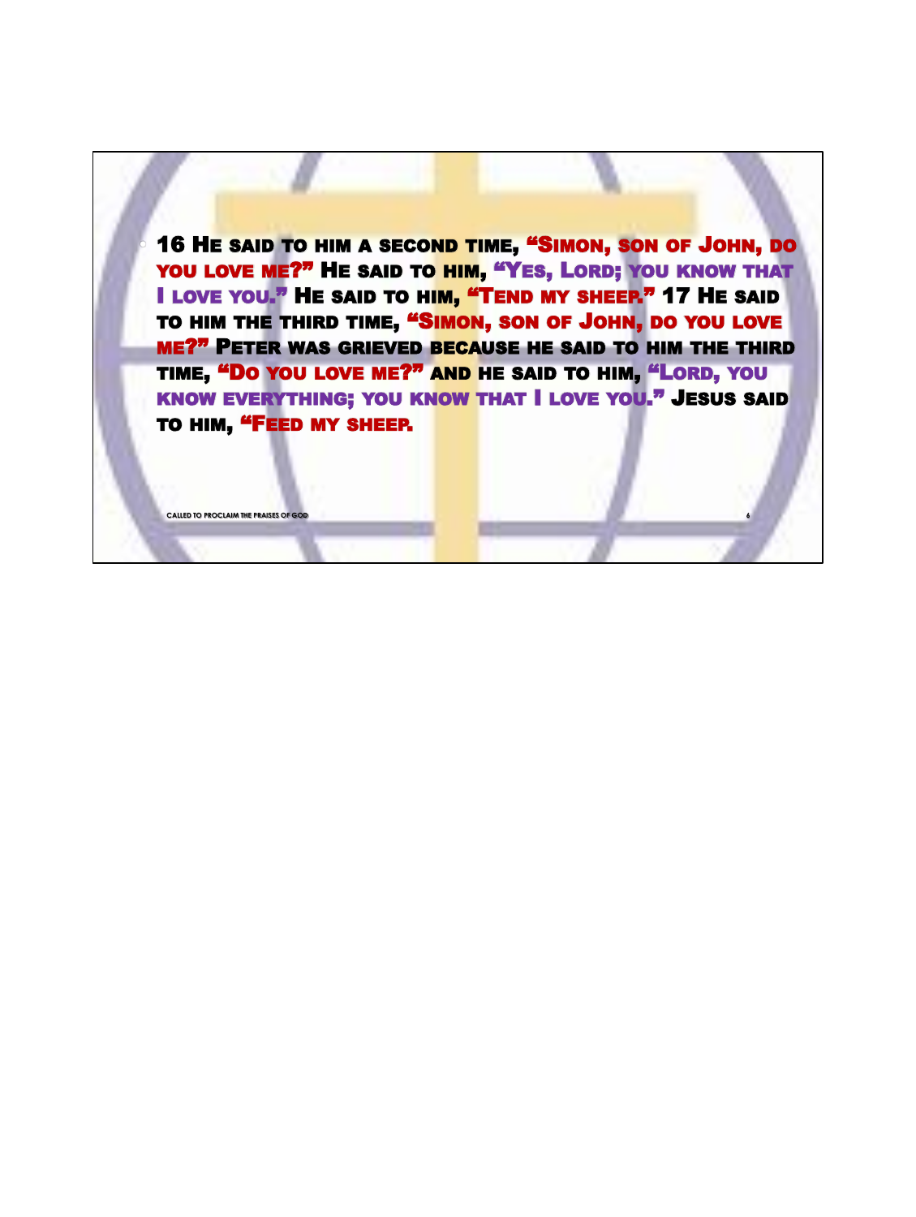16 He said to him a second time, "Simon, son of John, do you love me?" He said to him, "Yes, Lord; you know that I love you." He said to him, "Tend my sheep." 17 He said to him the third time, "Simon, son of John, do you love me?" Peter was grieved because he said to him the third time, "Do you love me?" and he said to him, "Lord, you know everything; you know that I love you." Jesus said to him, "Feed my sheep.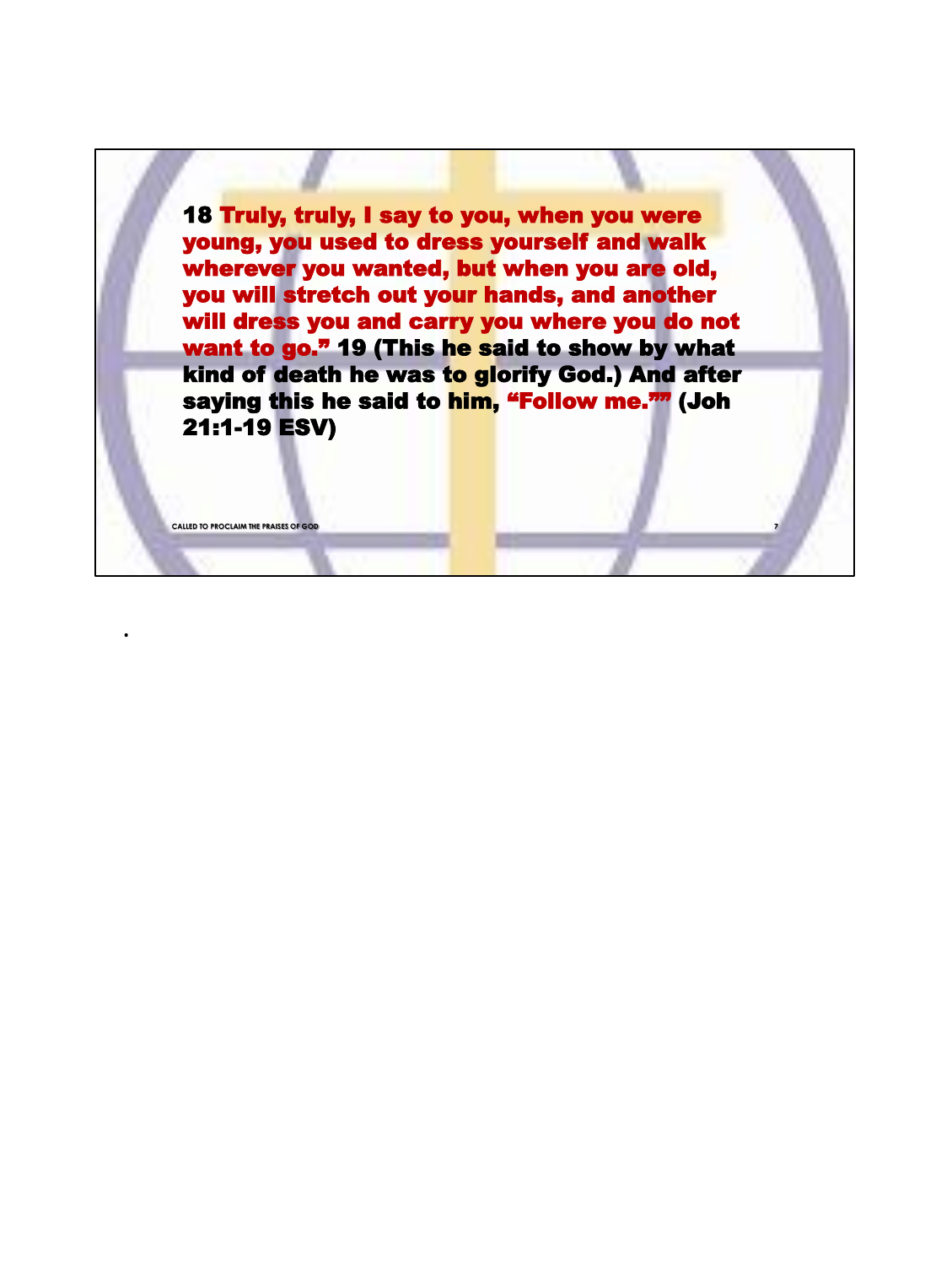18 Truly, truly, I say to you, when you were young, you used to dress yourself and walk wherever you wanted, but when you are old, you will stretch out your hands, and another will dress you and carry you where you do not want to go.” 19 (This he said to show by what kind of death he was to glorify God.) And after saying this he said to him, “Follow me.”” (Joh 21:1-19 ESV)

•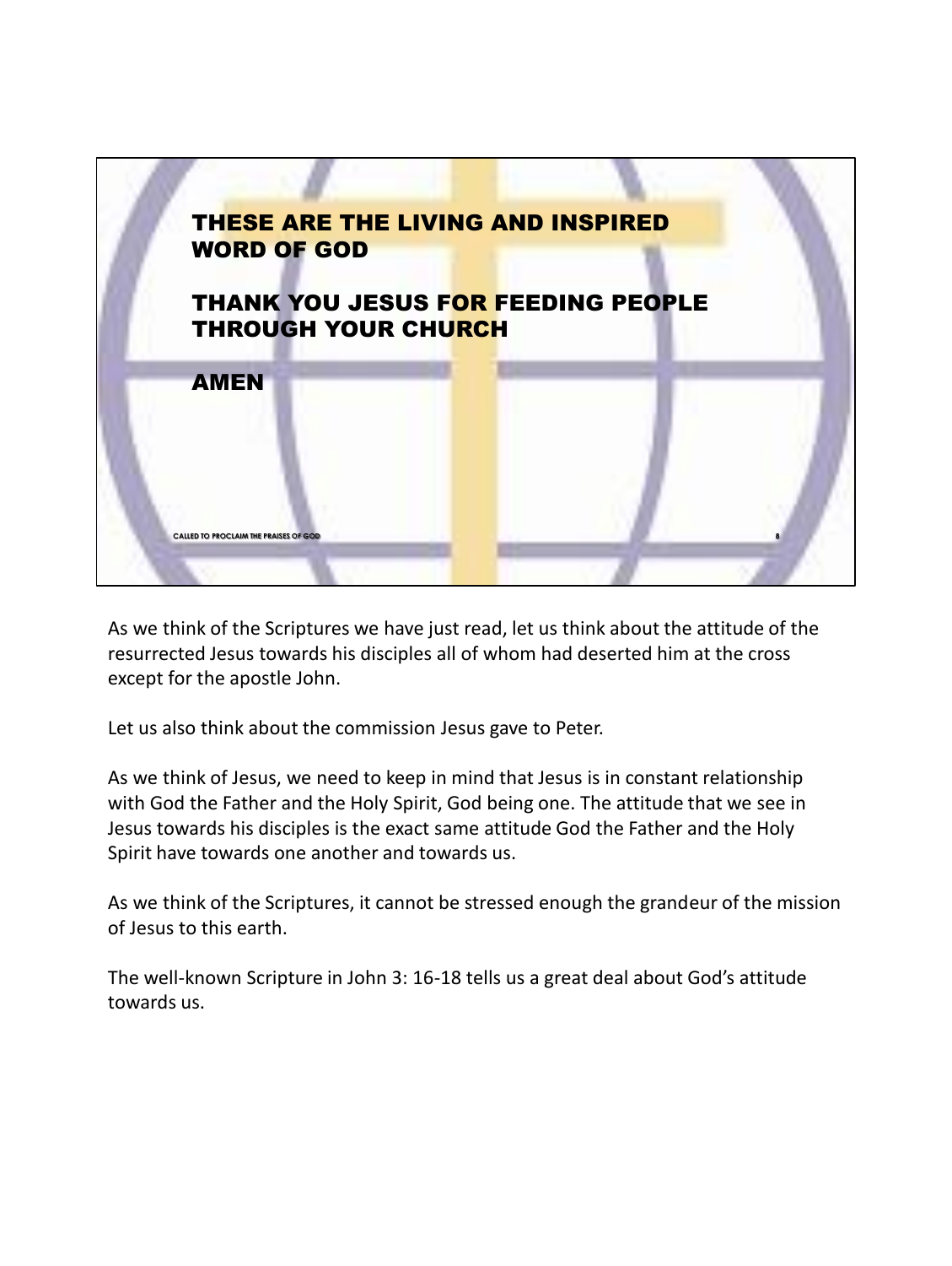THESE ARE THE LIVING AND INSPIRED WORD OF GOD

THANK YOU JESUS FOR FEEDING PEOPLE THROUGH YOUR CHURCH

AMEN

CALLED TO PROCLAIM THE PRAISES OF GOD

As we think of the Scriptures we have just read, let us think about the attitude of the resurrected Jesus towards his disciples all of whom had deserted him at the cross except for the apostle John.

Let us also think about the commission Jesus gave to Peter.

As we think of Jesus, we need to keep in mind that Jesus is in constant relationship with God the Father and the Holy Spirit, God being one. The attitude that we see in Jesus towards his disciples is the exact same attitude God the Father and the Holy Spirit have towards one another and towards us.

As we think of the Scriptures, it cannot be stressed enough the grandeur of the mission of Jesus to this earth.

The well-known Scripture in John 3: 16-18 tells us a great deal about God's attitude towards us.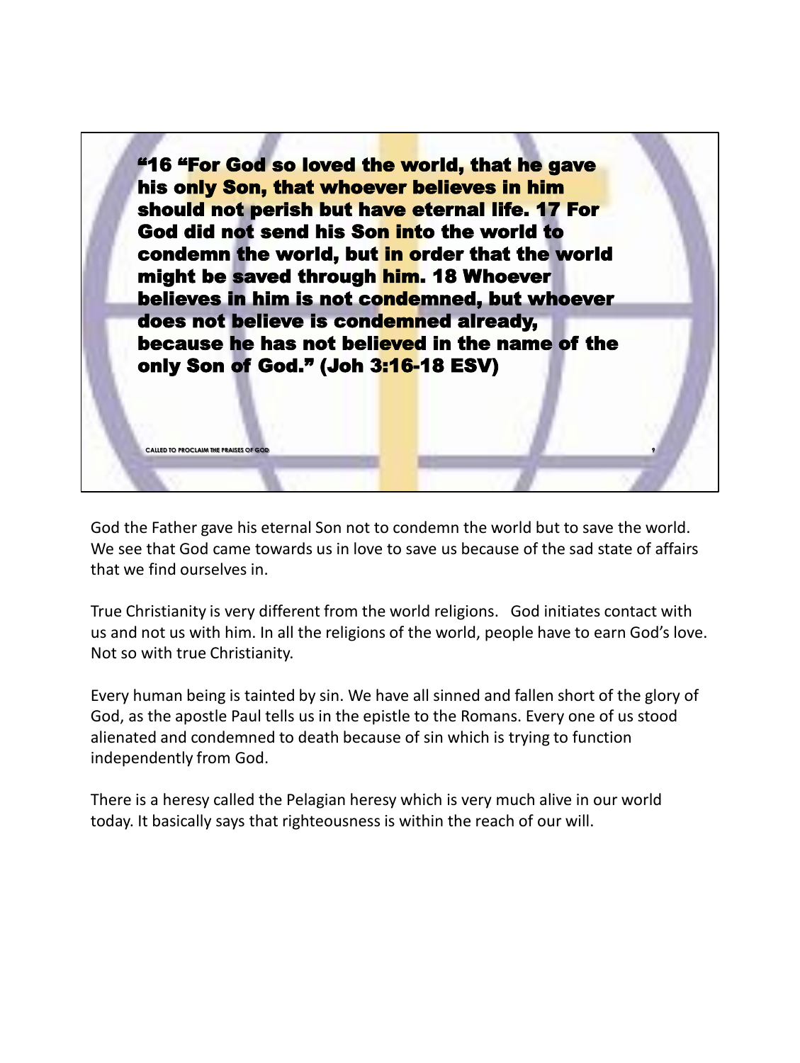**"16 "For God so loved the world, that he gave his only Son, that whoever believes in him should not perish but have eternal life. 17 For God did not send his Son into the world to condemn the world, but in order that the world might be saved through him. 18 Whoever believes in him is not condemned, but whoever does not believe is condemned already, because he has not believed in the name of the only Son of God." (Joh 3:16-18 ESV)**

God the Father gave his eternal Son not to condemn the world but to save the world. We see that God came towards us in love to save us because of the sad state of affairs that we find ourselves in.

True Christianity is very different from the world religions. God initiates contact with us and not us with him. In all the religions of the world, people have to earn God's love. Not so with true Christianity.

Every human being is tainted by sin. We have all sinned and fallen short of the glory of God, as the apostle Paul tells us in the epistle to the Romans. Every one of us stood alienated and condemned to death because of sin which is trying to function independently from God.

There is a heresy called the Pelagian heresy which is very much alive in our world today. It basically says that righteousness is within the reach of our will.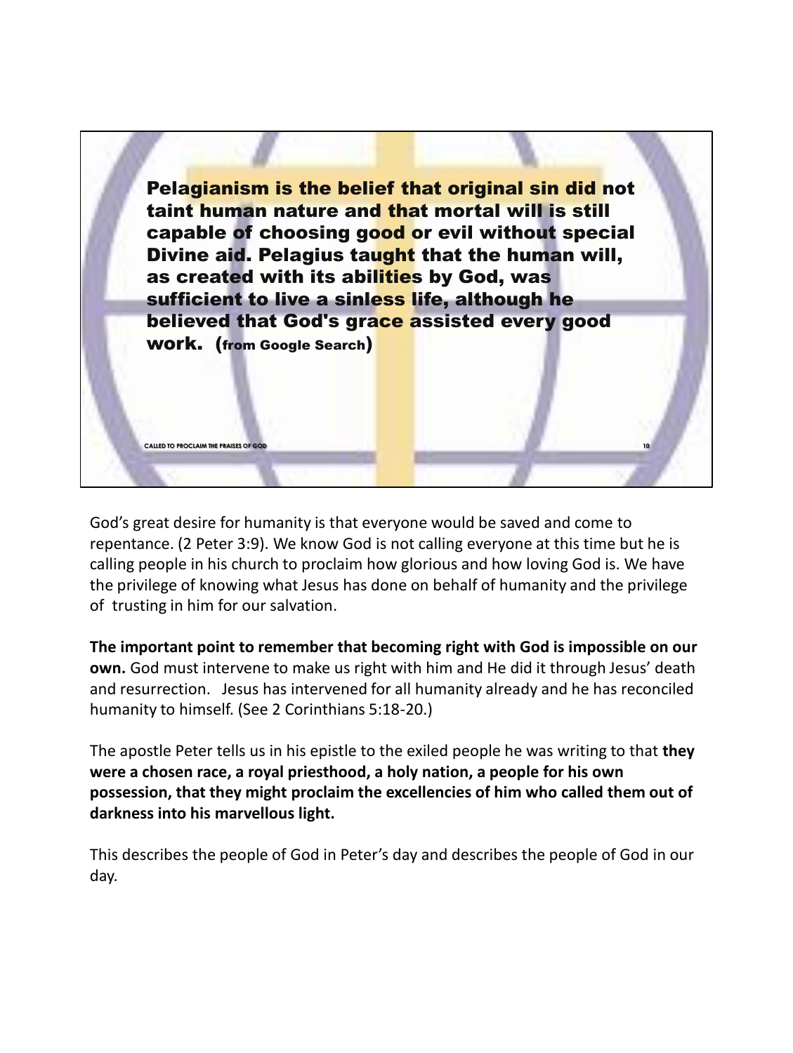**Pelagianism is the belief that original sin did not taint human nature and that mortal will is still capable of choosing good or evil without special Divine aid. Pelagius taught that the human will, as created with its abilities by God, was sufficient to live a sinless life, although he believed that God's grace assisted every good work. (from Google Search)**

God's great desire for humanity is that everyone would be saved and come to repentance. (2 Peter 3:9). We know God is not calling everyone at this time but he is calling people in his church to proclaim how glorious and how loving God is. We have the privilege of knowing what Jesus has done on behalf of humanity and the privilege of trusting in him for our salvation.

**The important point to remember that becoming right with God is impossible on our own.** God must intervene to make us right with him and He did it through Jesus' death and resurrection. Jesus has intervened for all humanity already and he has reconciled humanity to himself. (See 2 Corinthians 5:18-20.)

The apostle Peter tells us in his epistle to the exiled people he was writing to that **they were a chosen race, a royal priesthood, a holy nation, a people for his own possession, that they might proclaim the excellencies of him who called them out of darkness into his marvellous light.**

This describes the people of God in Peter's day and describes the people of God in our day.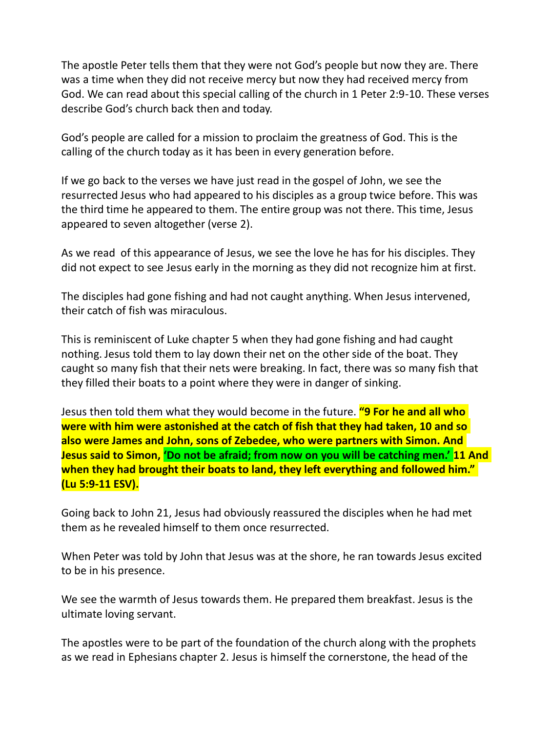The apostle Peter tells them that they were not God's people but now they are. There was a time when they did not receive mercy but now they had received mercy from God. We can read about this special calling of the church in 1 Peter 2:9-10. These verses describe God's church back then and today.

God's people are called for a mission to proclaim the greatness of God. This is the calling of the church today as it has been in every generation before.

If we go back to the verses we have just read in the gospel of John, we see the resurrected Jesus who had appeared to his disciples as a group twice before. This was the third time he appeared to them. The entire group was not there. This time, Jesus appeared to seven altogether (verse 2).

As we read of this appearance of Jesus, we see the love he has for his disciples. They did not expect to see Jesus early in the morning as they did not recognize him at first.

The disciples had gone fishing and had not caught anything. When Jesus intervened, their catch of fish was miraculous.

This is reminiscent of Luke chapter 5 when they had gone fishing and had caught nothing. Jesus told them to lay down their net on the other side of the boat. They caught so many fish that their nets were breaking. In fact, there was so many fish that they filled their boats to a point where they were in danger of sinking.

Jesus then told them what they would become in the future. **"9 For he and all who were with him were astonished at the catch of fish that they had taken, 10 and so also were James and John, sons of Zebedee, who were partners with Simon. And Jesus said to Simon, 'Do not be afraid; from now on you will be catching men.' 11 And when they had brought their boats to land, they left everything and followed him." (Lu 5:9-11 ESV).**

Going back to John 21, Jesus had obviously reassured the disciples when he had met them as he revealed himself to them once resurrected.

When Peter was told by John that Jesus was at the shore, he ran towards Jesus excited to be in his presence.

We see the warmth of Jesus towards them. He prepared them breakfast. Jesus is the ultimate loving servant.

The apostles were to be part of the foundation of the church along with the prophets as we read in Ephesians chapter 2. Jesus is himself the cornerstone, the head of the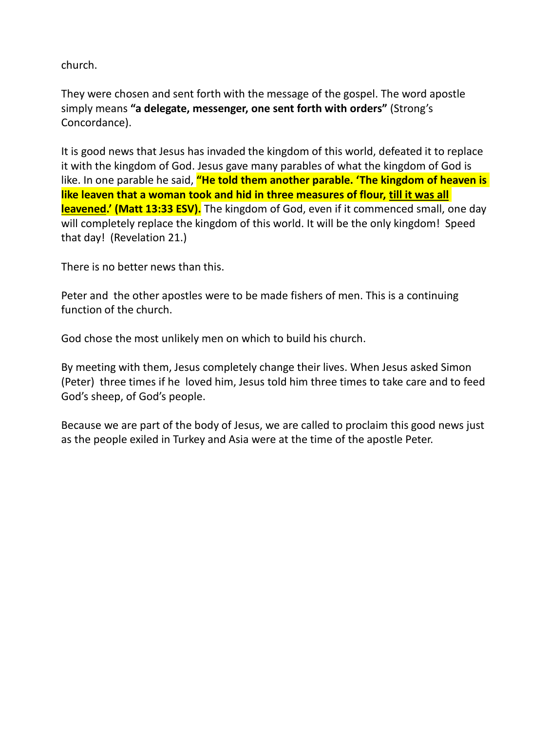church.

They were chosen and sent forth with the message of the gospel. The word apostle simply means **"a delegate, messenger, one sent forth with orders"** (Strong's Concordance).

It is good news that Jesus has invaded the kingdom of this world, defeated it to replace it with the kingdom of God. Jesus gave many parables of what the kingdom of God is like. In one parable he said, **"He told them another parable. 'The kingdom of heaven is like leaven that a woman took and hid in three measures of flour, <u>till it was all leavened</u>.' (Matt 13:33 ESV).** The kingdom of God, even if it commenced small, one day will completely replace the kingdom of this world. It will be the only kingdom! Speed that day! (Revelation 21.)

There is no better news than this.

Peter and the other apostles were to be made fishers of men. This is a continuing function of the church.

God chose the most unlikely men on which to build his church.

By meeting with them, Jesus completely change their lives. When Jesus asked Simon (Peter) three times if he loved him, Jesus told him three times to take care and to feed God's sheep, of God's people.

Because we are part of the body of Jesus, we are called to proclaim this good news just as the people exiled in Turkey and Asia were at the time of the apostle Peter.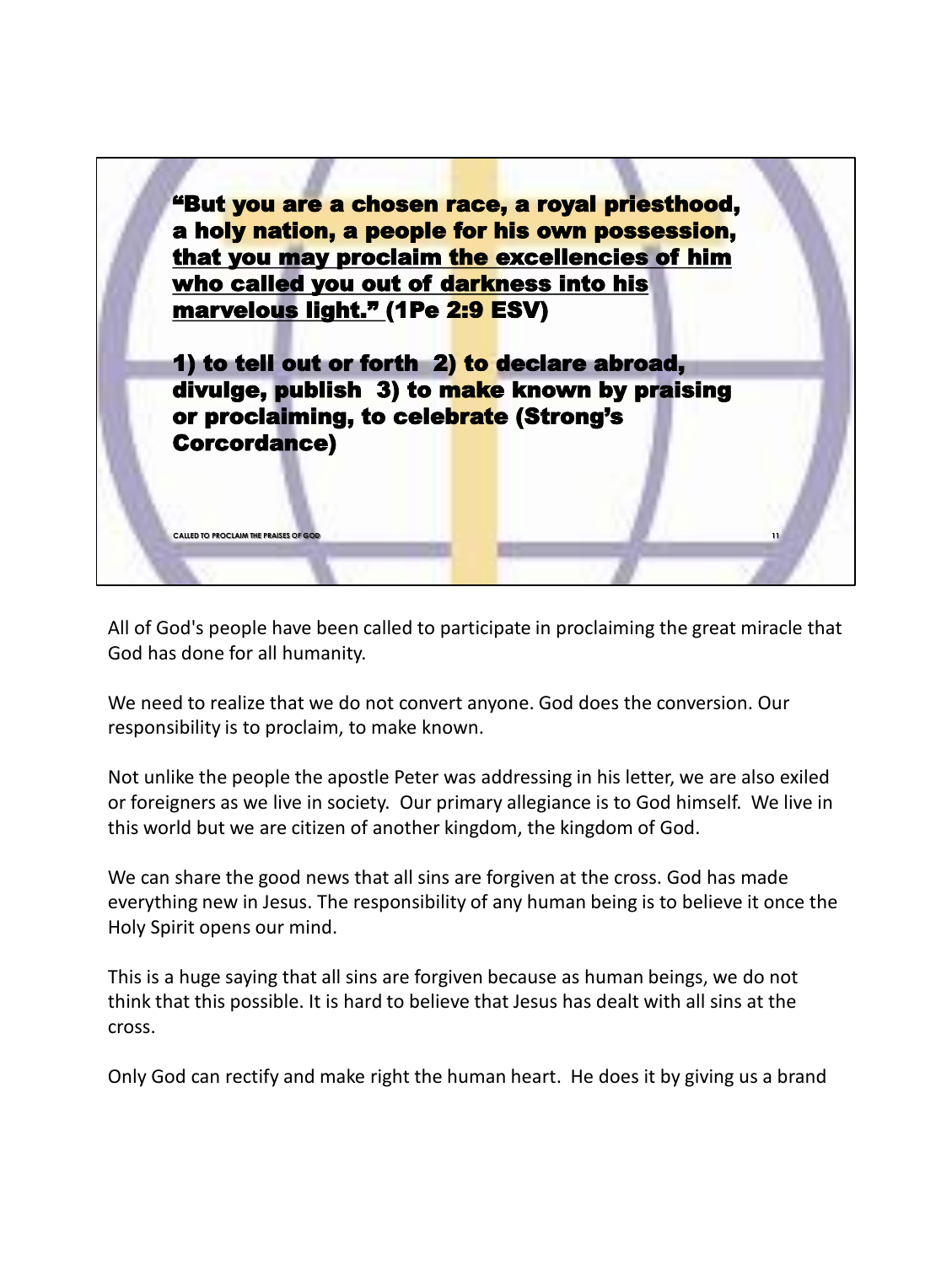**"But you are a chosen race, a royal priesthood, a holy nation, a people for his own possession, <u>that you may proclaim the excellencies of him who called you out of darkness into his marvelous light."</u> (1Pe 2:9 ESV)**

**1) to tell out or forth 2) to declare abroad, divulge, publish 3) to make known by praising or proclaiming, to celebrate (Strong's Corcordance)**

All of God's people have been called to participate in proclaiming the great miracle that God has done for all humanity.

We need to realize that we do not convert anyone. God does the conversion. Our responsibility is to proclaim, to make known.

Not unlike the people the apostle Peter was addressing in his letter, we are also exiled or foreigners as we live in society. Our primary allegiance is to God himself. We live in this world but we are citizen of another kingdom, the kingdom of God.

We can share the good news that all sins are forgiven at the cross. God has made everything new in Jesus. The responsibility of any human being is to believe it once the Holy Spirit opens our mind.

This is a huge saying that all sins are forgiven because as human beings, we do not think that this possible. It is hard to believe that Jesus has dealt with all sins at the cross.

Only God can rectify and make right the human heart. He does it by giving us a brand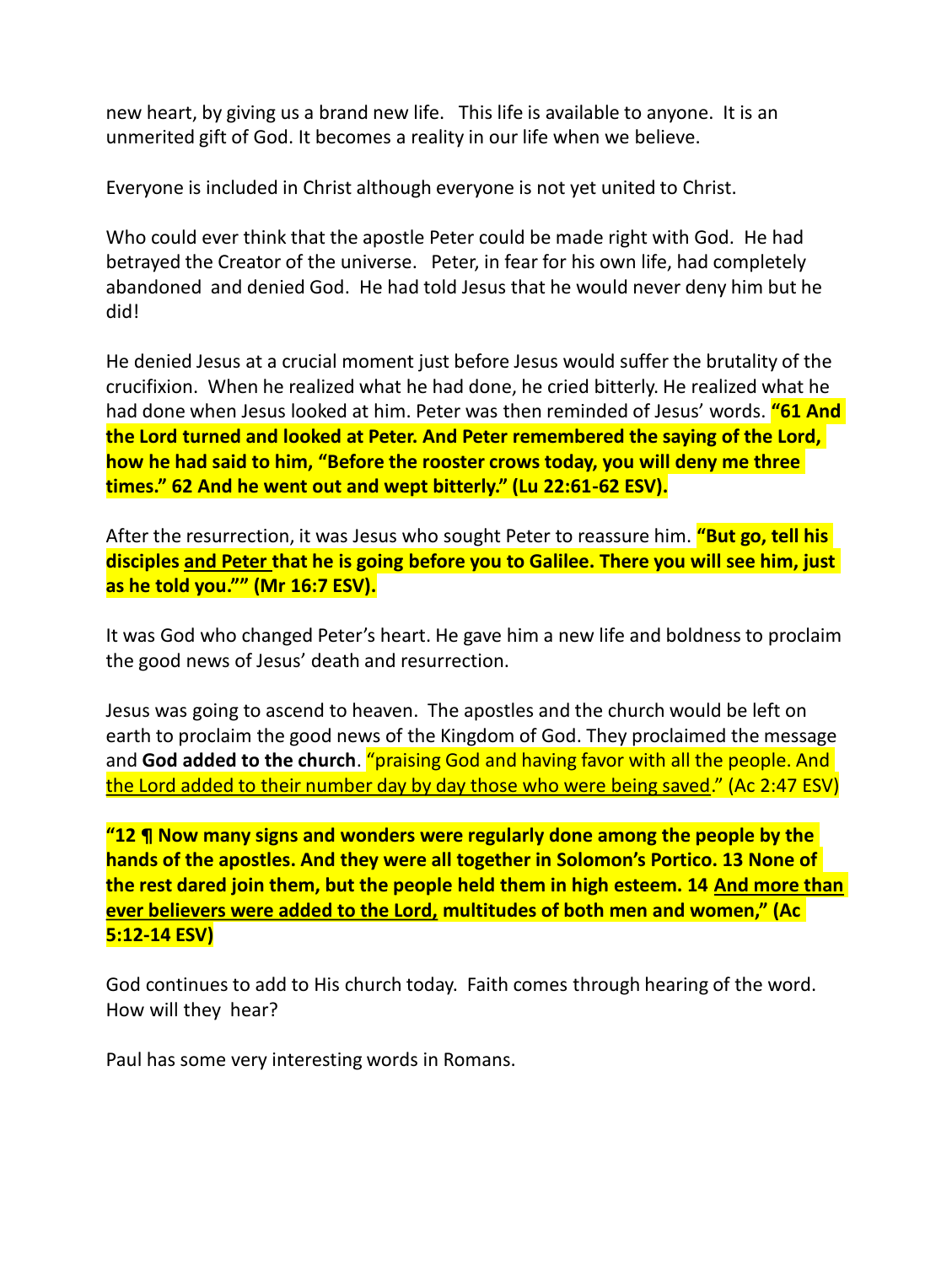new heart, by giving us a brand new life. This life is available to anyone. It is an unmerited gift of God. It becomes a reality in our life when we believe.

Everyone is included in Christ although everyone is not yet united to Christ.

Who could ever think that the apostle Peter could be made right with God. He had betrayed the Creator of the universe. Peter, in fear for his own life, had completely abandoned and denied God. He had told Jesus that he would never deny him but he did!

He denied Jesus at a crucial moment just before Jesus would suffer the brutality of the crucifixion. When he realized what he had done, he cried bitterly. He realized what he had done when Jesus looked at him. Peter was then reminded of Jesus' words. **"61 And the Lord turned and looked at Peter. And Peter remembered the saying of the Lord, how he had said to him, "Before the rooster crows today, you will deny me three times." 62 And he went out and wept bitterly." (Lu 22:61-62 ESV).**

After the resurrection, it was Jesus who sought Peter to reassure him. **"But go, tell his disciples <u>and Peter</u> that he is going before you to Galilee. There you will see him, just as he told you."" (Mr 16:7 ESV).**

It was God who changed Peter's heart. He gave him a new life and boldness to proclaim the good news of Jesus' death and resurrection.

Jesus was going to ascend to heaven. The apostles and the church would be left on earth to proclaim the good news of the Kingdom of God. They proclaimed the message and **God added to the church**. "praising God and having favor with all the people. And <u>the Lord added to their number day by day those who were being saved</u>." (Ac 2:47 ESV)

**"12 ¶ Now many signs and wonders were regularly done among the people by the hands of the apostles. And they were all together in Solomon's Portico. 13 None of the rest dared join them, but the people held them in high esteem. 14 <u>And more than ever believers were added to the Lord,</u> multitudes of both men and women," (Ac 5:12-14 ESV)**

God continues to add to His church today. Faith comes through hearing of the word. How will they hear?

Paul has some very interesting words in Romans.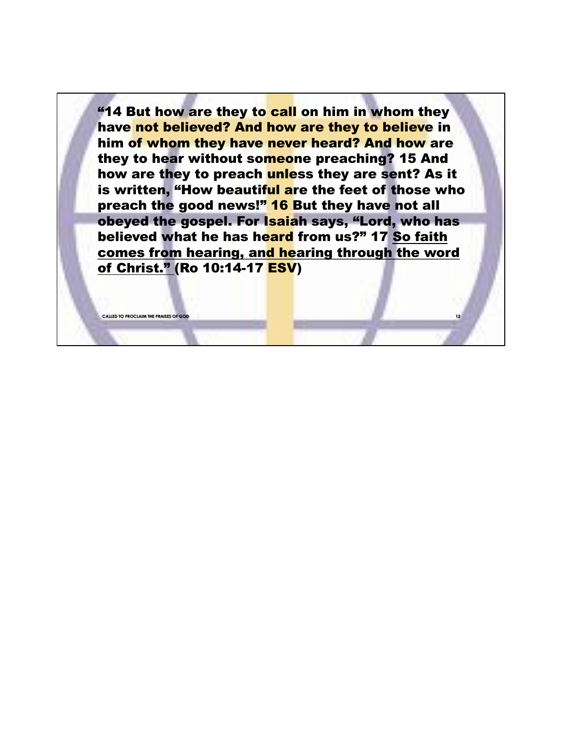**"14 But how are they to call on him in whom they have not believed? And how are they to believe in him of whom they have never heard? And how are they to hear without someone preaching? 15 And how are they to preach unless they are sent? As it is written, "How beautiful are the feet of those who preach the good news!" 16 But they have not all obeyed the gospel. For Isaiah says, "Lord, who has believed what he has heard from us?" 17 <u>So faith comes from hearing, and hearing through the word of Christ."</u> (Ro 10:14-17 ESV)**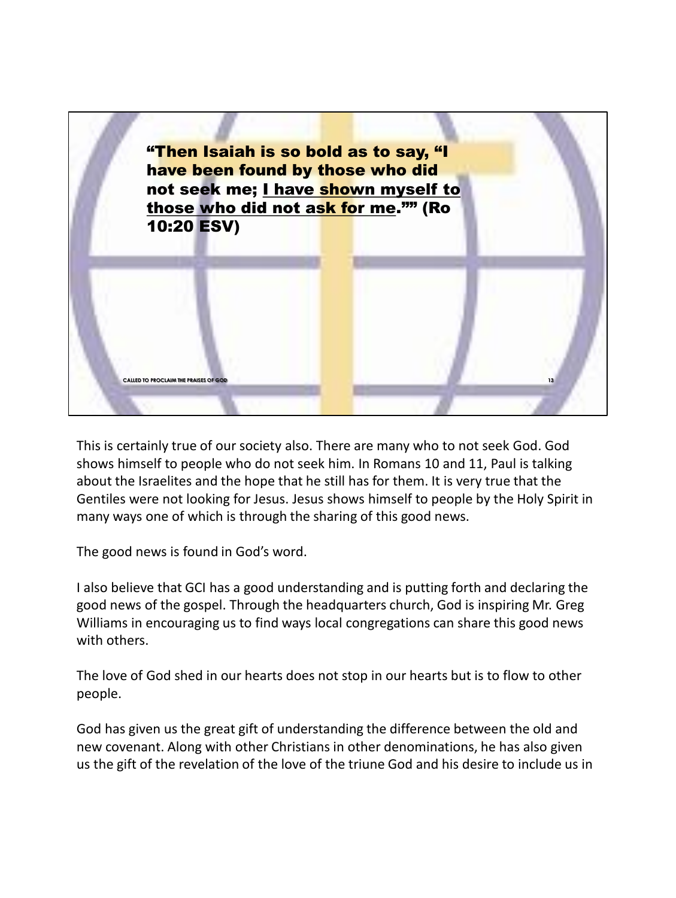**"Then Isaiah is so bold as to say, "I have been found by those who did not seek me; I have shown myself to those who did not ask for me."" (Ro 10:20 ESV)**

This is certainly true of our society also. There are many who to not seek God. God shows himself to people who do not seek him. In Romans 10 and 11, Paul is talking about the Israelites and the hope that he still has for them. It is very true that the Gentiles were not looking for Jesus. Jesus shows himself to people by the Holy Spirit in many ways one of which is through the sharing of this good news.

The good news is found in God's word.

I also believe that GCI has a good understanding and is putting forth and declaring the good news of the gospel. Through the headquarters church, God is inspiring Mr. Greg Williams in encouraging us to find ways local congregations can share this good news with others.

The love of God shed in our hearts does not stop in our hearts but is to flow to other people.

God has given us the great gift of understanding the difference between the old and new covenant. Along with other Christians in other denominations, he has also given us the gift of the revelation of the love of the triune God and his desire to include us in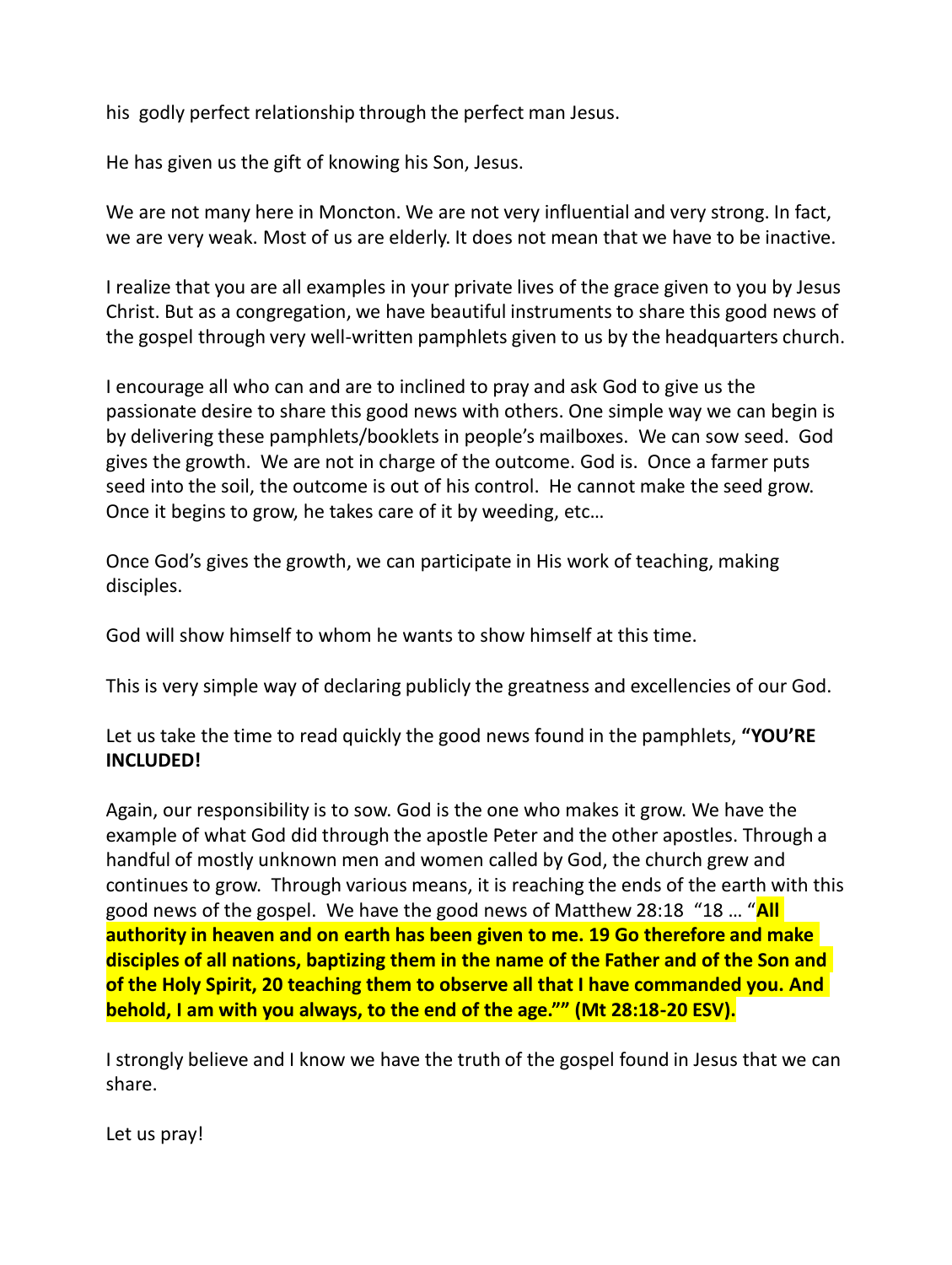his  godly perfect relationship through the perfect man Jesus.

He has given us the gift of knowing his Son, Jesus.

We are not many here in Moncton. We are not very influential and very strong. In fact, we are very weak. Most of us are elderly. It does not mean that we have to be inactive.

I realize that you are all examples in your private lives of the grace given to you by Jesus Christ. But as a congregation, we have beautiful instruments to share this good news of the gospel through very well-written pamphlets given to us by the headquarters church.

I encourage all who can and are to inclined to pray and ask God to give us the passionate desire to share this good news with others. One simple way we can begin is by delivering these pamphlets/booklets in people's mailboxes.  We can sow seed.  God gives the growth.  We are not in charge of the outcome. God is.  Once a farmer puts seed into the soil, the outcome is out of his control.  He cannot make the seed grow. Once it begins to grow, he takes care of it by weeding, etc…

Once God's gives the growth, we can participate in His work of teaching, making disciples.

God will show himself to whom he wants to show himself at this time.

This is very simple way of declaring publicly the greatness and excellencies of our God.

Let us take the time to read quickly the good news found in the pamphlets, **"YOU'RE INCLUDED!**

Again, our responsibility is to sow. God is the one who makes it grow. We have the example of what God did through the apostle Peter and the other apostles. Through a handful of mostly unknown men and women called by God, the church grew and continues to grow.  Through various means, it is reaching the ends of the earth with this good news of the gospel.  We have the good news of Matthew 28:18  "18 … "**All authority in heaven and on earth has been given to me. 19 Go therefore and make disciples of all nations, baptizing them in the name of the Father and of the Son and of the Holy Spirit, 20 teaching them to observe all that I have commanded you. And behold, I am with you always, to the end of the age."" (Mt 28:18-20 ESV).**

I strongly believe and I know we have the truth of the gospel found in Jesus that we can share.

Let us pray!